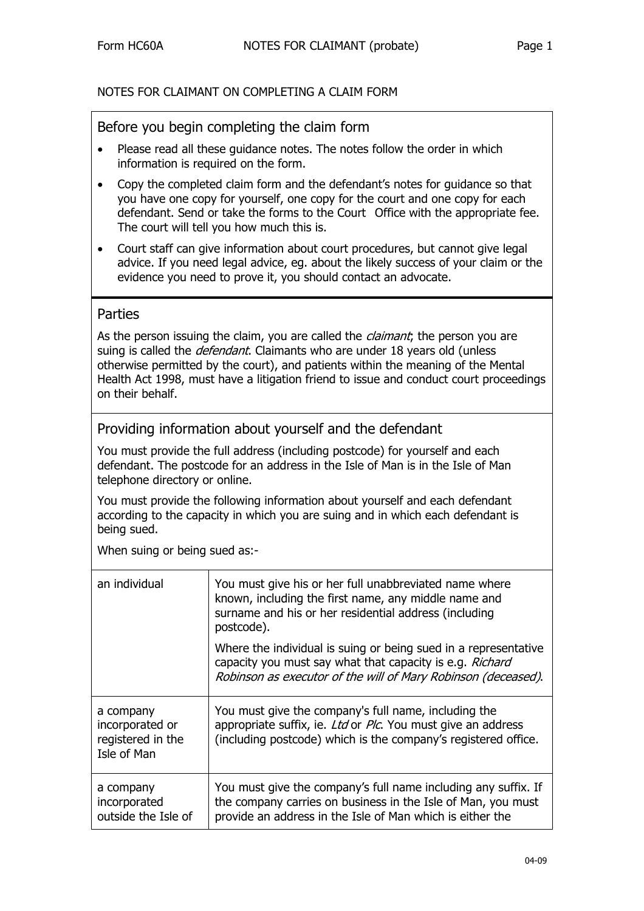NOTES FOR CLAIMANT ON COMPLETING A CLAIM FORM

## Before you begin completing the claim form

- Please read all these guidance notes. The notes follow the order in which information is required on the form.
- Copy the completed claim form and the defendant's notes for guidance so that you have one copy for yourself, one copy for the court and one copy for each defendant. Send or take the forms to the Court Office with the appropriate fee. The court will tell you how much this is.
- Court staff can give information about court procedures, but cannot give legal advice. If you need legal advice, eg. about the likely success of your claim or the evidence you need to prove it, you should contact an advocate.

## Parties

As the person issuing the claim, you are called the *claimant*; the person you are suing is called the *defendant*. Claimants who are under 18 years old (unless otherwise permitted by the court), and patients within the meaning of the Mental Health Act 1998, must have a litigation friend to issue and conduct court proceedings on their behalf.

## Providing information about yourself and the defendant

You must provide the full address (including postcode) for yourself and each defendant. The postcode for an address in the Isle of Man is in the Isle of Man telephone directory or online.

You must provide the following information about yourself and each defendant according to the capacity in which you are suing and in which each defendant is being sued.

When suing or being sued as:-

| | |
|---|---|
| an individual | You must give his or her full unabbreviated name where known, including the first name, any middle name and surname and his or her residential address (including postcode).<br><br>Where the individual is suing or being sued in a representative capacity you must say what that capacity is e.g. *Richard Robinson as executor of the will of Mary Robinson (deceased).* |
| a company incorporated or registered in the Isle of Man | You must give the company's full name, including the appropriate suffix, ie. *Ltd* or *Plc*. You must give an address (including postcode) which is the company's registered office. |
| a company incorporated outside the Isle of | You must give the company's full name including any suffix. If the company carries on business in the Isle of Man, you must provide an address in the Isle of Man which is either the |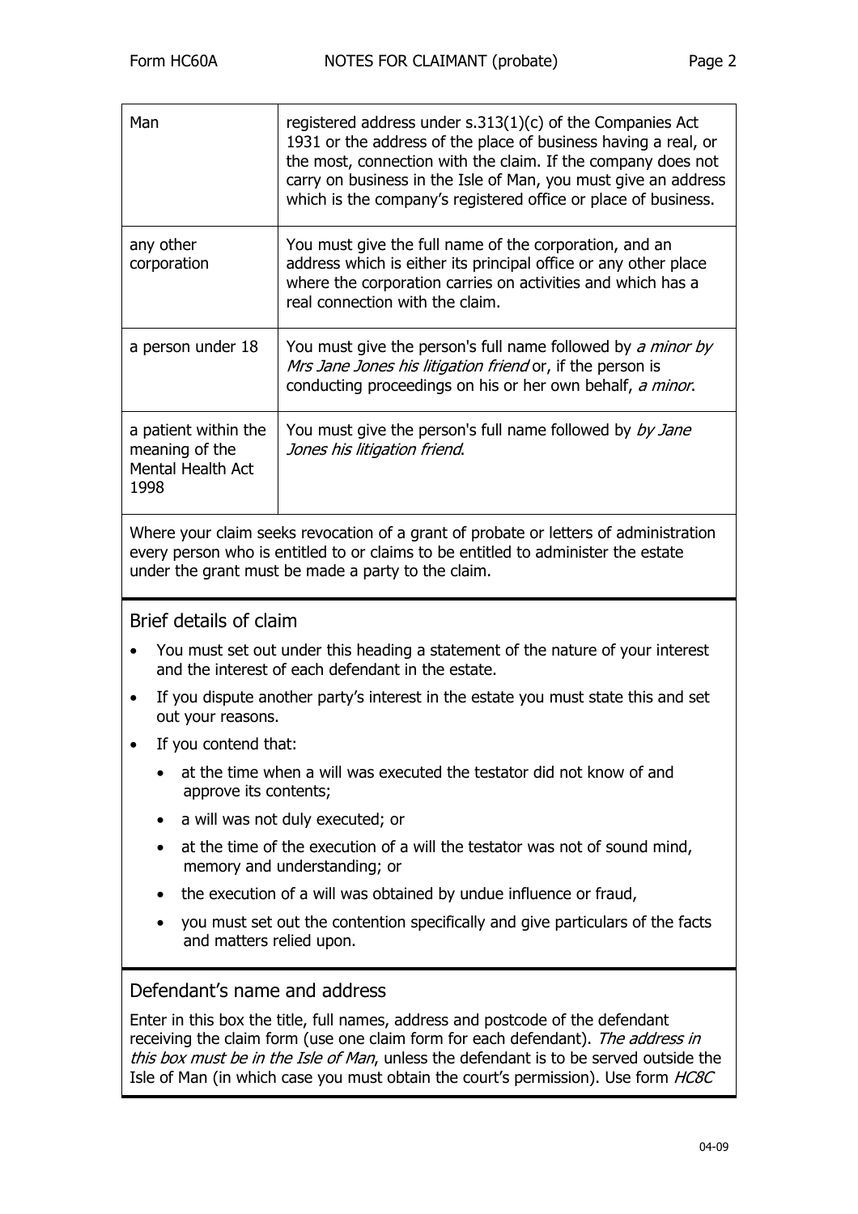| | |
|---|---|
| Man | registered address under s.313(1)(c) of the Companies Act 1931 or the address of the place of business having a real, or the most, connection with the claim. If the company does not carry on business in the Isle of Man, you must give an address which is the company's registered office or place of business. |
| any other corporation | You must give the full name of the corporation, and an address which is either its principal office or any other place where the corporation carries on activities and which has a real connection with the claim. |
| a person under 18 | You must give the person's full name followed by *a minor by Mrs Jane Jones his litigation friend* or, if the person is conducting proceedings on his or her own behalf, *a minor*. |
| a patient within the meaning of the Mental Health Act 1998 | You must give the person's full name followed by *by Jane Jones his litigation friend*. |

Where your claim seeks revocation of a grant of probate or letters of administration every person who is entitled to or claims to be entitled to administer the estate under the grant must be made a party to the claim.

## Brief details of claim

- You must set out under this heading a statement of the nature of your interest and the interest of each defendant in the estate.
- If you dispute another party's interest in the estate you must state this and set out your reasons.
- If you contend that:
  - at the time when a will was executed the testator did not know of and approve its contents;
  - a will was not duly executed; or
  - at the time of the execution of a will the testator was not of sound mind, memory and understanding; or
  - the execution of a will was obtained by undue influence or fraud,
  - you must set out the contention specifically and give particulars of the facts and matters relied upon.

## Defendant's name and address

Enter in this box the title, full names, address and postcode of the defendant receiving the claim form (use one claim form for each defendant). *The address in this box must be in the Isle of Man*, unless the defendant is to be served outside the Isle of Man (in which case you must obtain the court's permission). Use form *HC8C*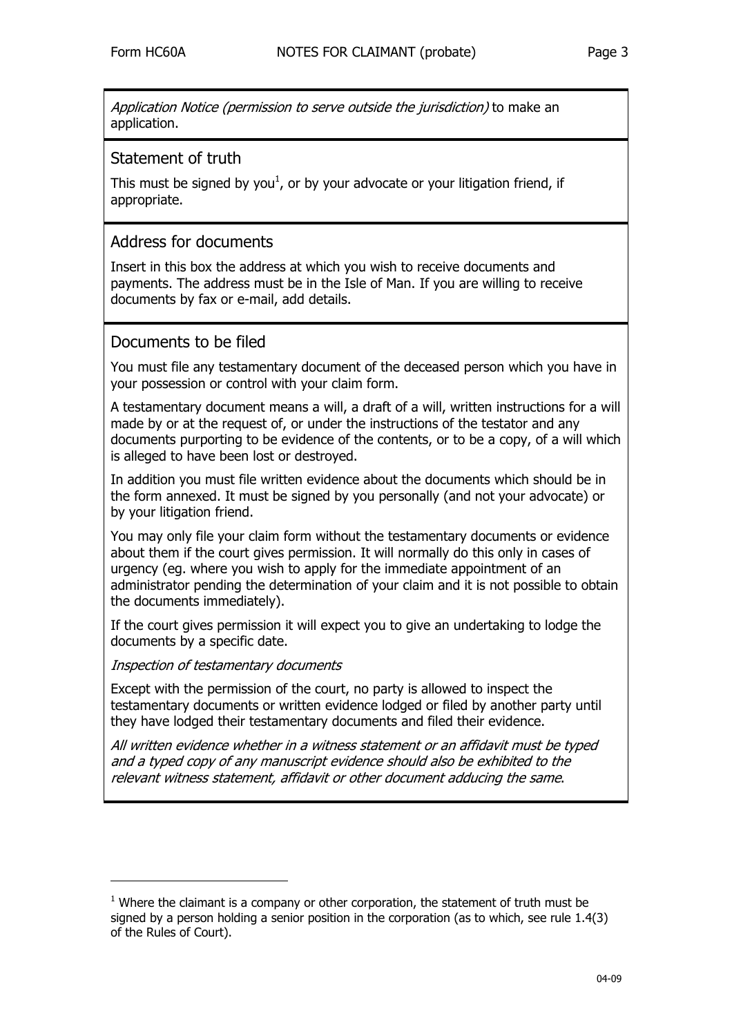*Application Notice (permission to serve outside the jurisdiction)* to make an application.

## Statement of truth

This must be signed by you[1], or by your advocate or your litigation friend, if appropriate.

## Address for documents

Insert in this box the address at which you wish to receive documents and payments. The address must be in the Isle of Man. If you are willing to receive documents by fax or e-mail, add details.

## Documents to be filed

You must file any testamentary document of the deceased person which you have in your possession or control with your claim form.

A testamentary document means a will, a draft of a will, written instructions for a will made by or at the request of, or under the instructions of the testator and any documents purporting to be evidence of the contents, or to be a copy, of a will which is alleged to have been lost or destroyed.

In addition you must file written evidence about the documents which should be in the form annexed. It must be signed by you personally (and not your advocate) or by your litigation friend.

You may only file your claim form without the testamentary documents or evidence about them if the court gives permission. It will normally do this only in cases of urgency (eg. where you wish to apply for the immediate appointment of an administrator pending the determination of your claim and it is not possible to obtain the documents immediately).

If the court gives permission it will expect you to give an undertaking to lodge the documents by a specific date.

*Inspection of testamentary documents*

Except with the permission of the court, no party is allowed to inspect the testamentary documents or written evidence lodged or filed by another party until they have lodged their testamentary documents and filed their evidence.

*All written evidence whether in a witness statement or an affidavit must be typed and a typed copy of any manuscript evidence should also be exhibited to the relevant witness statement, affidavit or other document adducing the same*.

---

[1] Where the claimant is a company or other corporation, the statement of truth must be signed by a person holding a senior position in the corporation (as to which, see rule 1.4(3) of the Rules of Court).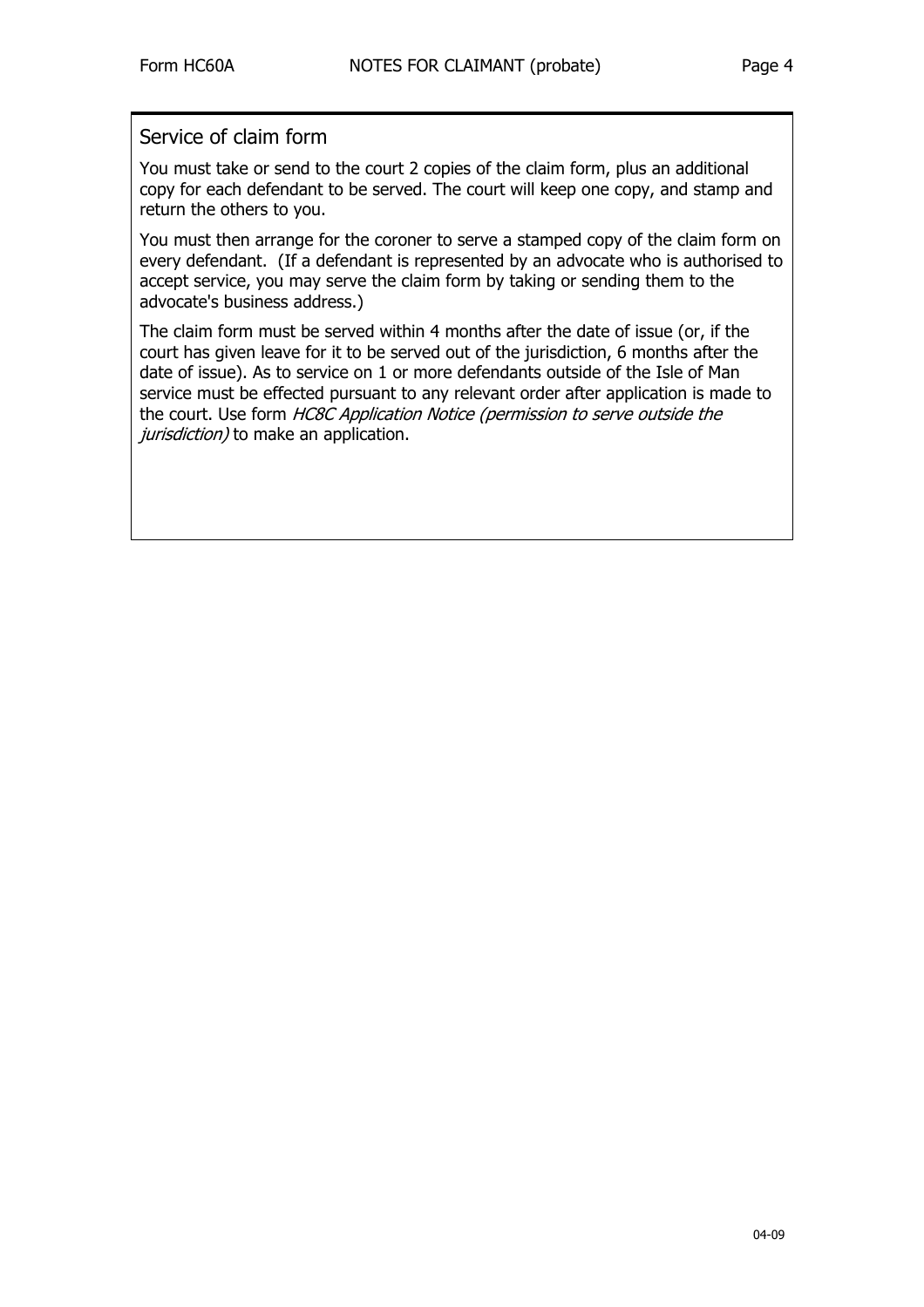## Service of claim form

You must take or send to the court 2 copies of the claim form, plus an additional copy for each defendant to be served. The court will keep one copy, and stamp and return the others to you.

You must then arrange for the coroner to serve a stamped copy of the claim form on every defendant. (If a defendant is represented by an advocate who is authorised to accept service, you may serve the claim form by taking or sending them to the advocate's business address.)

The claim form must be served within 4 months after the date of issue (or, if the court has given leave for it to be served out of the jurisdiction, 6 months after the date of issue). As to service on 1 or more defendants outside of the Isle of Man service must be effected pursuant to any relevant order after application is made to the court. Use form *HC8C Application Notice (permission to serve outside the jurisdiction)* to make an application.

04-09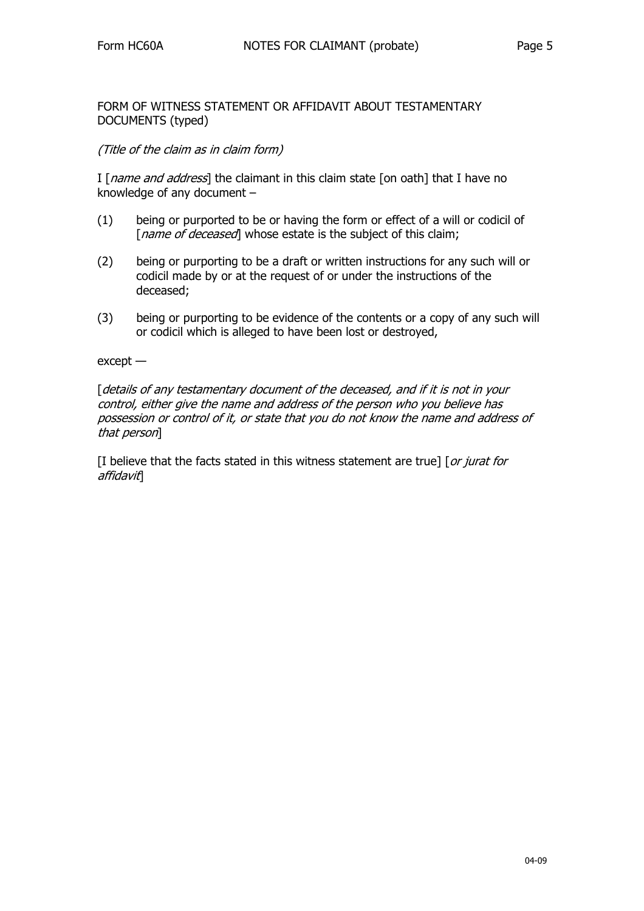FORM OF WITNESS STATEMENT OR AFFIDAVIT ABOUT TESTAMENTARY DOCUMENTS (typed)

*(Title of the claim as in claim form)*

I [*name and address*] the claimant in this claim state [on oath] that I have no knowledge of any document –

(1) being or purported to be or having the form or effect of a will or codicil of [*name of deceased*] whose estate is the subject of this claim;

(2) being or purporting to be a draft or written instructions for any such will or codicil made by or at the request of or under the instructions of the deceased;

(3) being or purporting to be evidence of the contents or a copy of any such will or codicil which is alleged to have been lost or destroyed,

except —

[*details of any testamentary document of the deceased, and if it is not in your control, either give the name and address of the person who you believe has possession or control of it, or state that you do not know the name and address of that person*]

[I believe that the facts stated in this witness statement are true] [*or jurat for affidavit*]

04-09